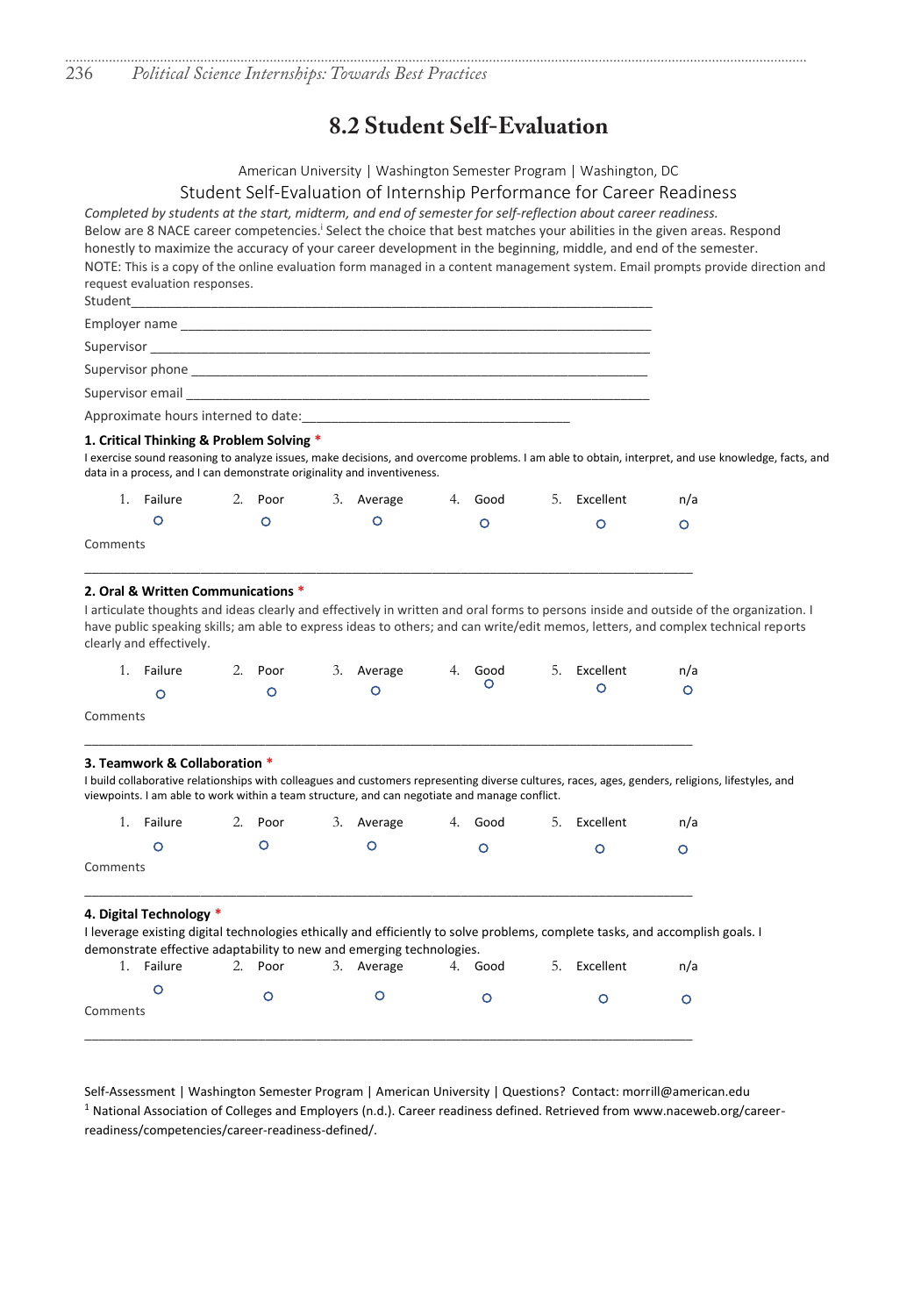# 8.2 Student Self-Evaluation

American University | Washington Semester Program | Washington, DC

Student Self-Evaluation of Internship Performance for Career Readiness

*Completed by students at the start, midterm, and end of semester for self-reflection about career readiness.*

Below are 8 NACE career competencies.[i] Select the choice that best matches your abilities in the given areas. Respond honestly to maximize the accuracy of your career development in the beginning, middle, and end of the semester.

NOTE: This is a copy of the online evaluation form managed in a content management system. Email prompts provide direction and request evaluation responses.

Student_______________________________________________________________________

Employer name _________________________________________________________________

Supervisor _____________________________________________________________________

Supervisor phone _______________________________________________________________

Supervisor email ________________________________________________________________

Approximate hours interned to date:_______________________________________

**1. Critical Thinking & Problem Solving** *

I exercise sound reasoning to analyze issues, make decisions, and overcome problems. I am able to obtain, interpret, and use knowledge, facts, and data in a process, and I can demonstrate originality and inventiveness.

| 1. Failure | 2. Poor | 3. Average | 4. Good | 5. Excellent | n/a |
|---|---|---|---|---|---|
| ○ | ○ | ○ | ○ | ○ | ○ |

Comments

_____________________________________________________________________________________

**2. Oral & Written Communications** *

I articulate thoughts and ideas clearly and effectively in written and oral forms to persons inside and outside of the organization. I have public speaking skills; am able to express ideas to others; and can write/edit memos, letters, and complex technical reports clearly and effectively.

| 1. Failure | 2. Poor | 3. Average | 4. Good | 5. Excellent | n/a |
|---|---|---|---|---|---|
| ○ | ○ | ○ | ○ | ○ | ○ |

Comments

_____________________________________________________________________________________

**3. Teamwork & Collaboration** *

I build collaborative relationships with colleagues and customers representing diverse cultures, races, ages, genders, religions, lifestyles, and viewpoints. I am able to work within a team structure, and can negotiate and manage conflict.

| 1. Failure | 2. Poor | 3. Average | 4. Good | 5. Excellent | n/a |
|---|---|---|---|---|---|
| ○ | ○ | ○ | ○ | ○ | ○ |

Comments

_____________________________________________________________________________________

**4. Digital Technology** *

I leverage existing digital technologies ethically and efficiently to solve problems, complete tasks, and accomplish goals. I demonstrate effective adaptability to new and emerging technologies.

| 1. Failure | 2. Poor | 3. Average | 4. Good | 5. Excellent | n/a |
|---|---|---|---|---|---|
| ○ | ○ | ○ | ○ | ○ | ○ |

Comments

_____________________________________________________________________________________

Self-Assessment | Washington Semester Program | American University | Questions? Contact: morrill@american.edu

[1] National Association of Colleges and Employers (n.d.). Career readiness defined. Retrieved from www.naceweb.org/career-readiness/competencies/career-readiness-defined/.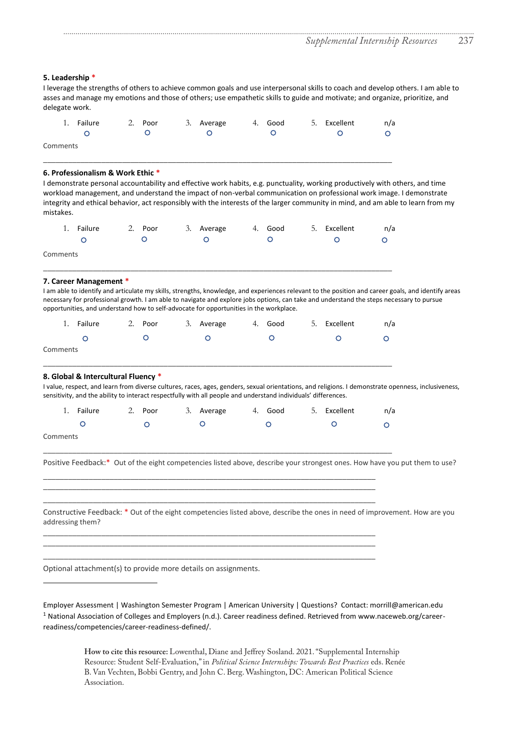**5. Leadership** *

I leverage the strengths of others to achieve common goals and use interpersonal skills to coach and develop others. I am able to asses and manage my emotions and those of others; use empathetic skills to guide and motivate; and organize, prioritize, and delegate work.

| 1. Failure | 2. Poor | 3. Average | 4. Good | 5. Excellent | n/a |
|---|---|---|---|---|---|
| ○ | ○ | ○ | ○ | ○ | ○ |

Comments

______________________________________________________________________________

**6. Professionalism & Work Ethic** *

I demonstrate personal accountability and effective work habits, e.g. punctuality, working productively with others, and time workload management, and understand the impact of non-verbal communication on professional work image. I demonstrate integrity and ethical behavior, act responsibly with the interests of the larger community in mind, and am able to learn from my mistakes.

| 1. Failure | 2. Poor | 3. Average | 4. Good | 5. Excellent | n/a |
|---|---|---|---|---|---|
| ○ | ○ | ○ | ○ | ○ | ○ |

Comments

______________________________________________________________________________

**7. Career Management** *

I am able to identify and articulate my skills, strengths, knowledge, and experiences relevant to the position and career goals, and identify areas necessary for professional growth. I am able to navigate and explore jobs options, can take and understand the steps necessary to pursue opportunities, and understand how to self-advocate for opportunities in the workplace.

| 1. Failure | 2. Poor | 3. Average | 4. Good | 5. Excellent | n/a |
|---|---|---|---|---|---|
| ○ | ○ | ○ | ○ | ○ | ○ |

Comments

______________________________________________________________________________

**8. Global & Intercultural Fluency** *

I value, respect, and learn from diverse cultures, races, ages, genders, sexual orientations, and religions. I demonstrate openness, inclusiveness, sensitivity, and the ability to interact respectfully with all people and understand individuals' differences.

| 1. Failure | 2. Poor | 3. Average | 4. Good | 5. Excellent | n/a |
|---|---|---|---|---|---|
| ○ | ○ | ○ | ○ | ○ | ○ |

Comments

______________________________________________________________________________

Positive Feedback:* Out of the eight competencies listed above, describe your strongest ones. How have you put them to use?

______________________________________________________________________________
______________________________________________________________________________
______________________________________________________________________________

Constructive Feedback: * Out of the eight competencies listed above, describe the ones in need of improvement. How are you addressing them?

______________________________________________________________________________
______________________________________________________________________________
______________________________________________________________________________

Optional attachment(s) to provide more details on assignments.

______________________________

Employer Assessment | Washington Semester Program | American University | Questions? Contact: morrill@american.edu

[1] National Association of Colleges and Employers (n.d.). Career readiness defined. Retrieved from www.naceweb.org/career-readiness/competencies/career-readiness-defined/.

**How to cite this resource:** Lowenthal, Diane and Jeffrey Sosland. 2021. "Supplemental Internship Resource: Student Self-Evaluation," in *Political Science Internships: Towards Best Practices* eds. Renée B. Van Vechten, Bobbi Gentry, and John C. Berg. Washington, DC: American Political Science Association.